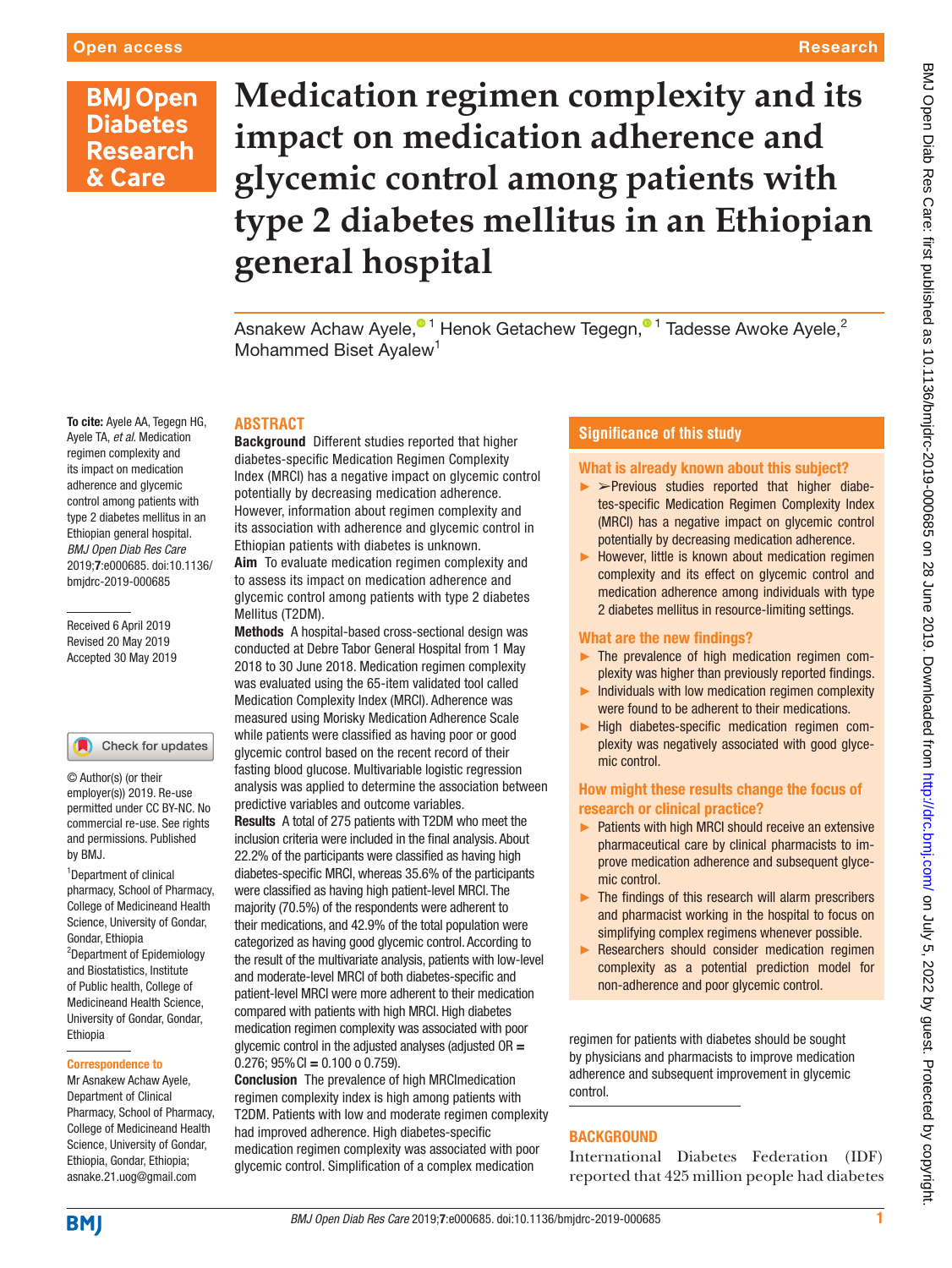# Medication regimen complexity and its impact on medication adherence and glycemic control among patients with type 2 diabetes mellitus in an Ethiopian general hospital

Asnakew Achaw Ayele,[1] Henok Getachew Tegegn,[1] Tadesse Awoke Ayele,[2] Mohammed Biset Ayalew[1]

**To cite:** Ayele AA, Tegegn HG, Ayele TA, *et al*. Medication regimen complexity and its impact on medication adherence and glycemic control among patients with type 2 diabetes mellitus in an Ethiopian general hospital. *BMJ Open Diab Res Care* 2019;**7**:e000685. doi:10.1136/bmjdrc-2019-000685

Received 6 April 2019
Revised 20 May 2019
Accepted 30 May 2019

© Author(s) (or their employer(s)) 2019. Re-use permitted under CC BY-NC. No commercial re-use. See rights and permissions. Published by BMJ.

[1]Department of clinical pharmacy, School of Pharmacy, College of Medicineand Health Science, University of Gondar, Gondar, Ethiopia
[2]Department of Epidemiology and Biostatistics, Institute of Public health, College of Medicineand Health Science, University of Gondar, Gondar, Ethiopia

**Correspondence to**
Mr Asnakew Achaw Ayele, Department of Clinical Pharmacy, School of Pharmacy, College of Medicineand Health Science, University of Gondar, Ethiopia, Gondar, Ethiopia; asnake.21.uog@gmail.com

## ABSTRACT

**Background** Different studies reported that higher diabetes-specific Medication Regimen Complexity Index (MRCI) has a negative impact on glycemic control potentially by decreasing medication adherence. However, information about regimen complexity and its association with adherence and glycemic control in Ethiopian patients with diabetes is unknown.

**Aim** To evaluate medication regimen complexity and to assess its impact on medication adherence and glycemic control among patients with type 2 diabetes Mellitus (T2DM).

**Methods** A hospital-based cross-sectional design was conducted at Debre Tabor General Hospital from 1 May 2018 to 30 June 2018. Medication regimen complexity was evaluated using the 65-item validated tool called Medication Complexity Index (MRCI). Adherence was measured using Morisky Medication Adherence Scale while patients were classified as having poor or good glycemic control based on the recent record of their fasting blood glucose. Multivariable logistic regression analysis was applied to determine the association between predictive variables and outcome variables.

**Results** A total of 275 patients with T2DM who meet the inclusion criteria were included in the final analysis. About 22.2% of the participants were classified as having high diabetes-specific MRCI, whereas 35.6% of the participants were classified as having high patient-level MRCI. The majority (70.5%) of the respondents were adherent to their medications, and 42.9% of the total population were categorized as having good glycemic control. According to the result of the multivariate analysis, patients with low-level and moderate-level MRCI of both diabetes-specific and patient-level MRCI were more adherent to their medication compared with patients with high MRCI. High diabetes medication regimen complexity was associated with poor glycemic control in the adjusted analyses (adjusted OR = 0.276; 95% CI = 0.100 o 0.759).

**Conclusion** The prevalence of high MRCImedication regimen complexity index is high among patients with T2DM. Patients with low and moderate regimen complexity had improved adherence. High diabetes-specific medication regimen complexity was associated with poor glycemic control. Simplification of a complex medication regimen for patients with diabetes should be sought by physicians and pharmacists to improve medication adherence and subsequent improvement in glycemic control.

## Significance of this study

### What is already known about this subject?

- ➢Previous studies reported that higher diabetes-specific Medication Regimen Complexity Index (MRCI) has a negative impact on glycemic control potentially by decreasing medication adherence.
- However, little is known about medication regimen complexity and its effect on glycemic control and medication adherence among individuals with type 2 diabetes mellitus in resource-limiting settings.

### What are the new findings?

- The prevalence of high medication regimen complexity was higher than previously reported findings.
- Individuals with low medication regimen complexity were found to be adherent to their medications.
- High diabetes-specific medication regimen complexity was negatively associated with good glycemic control.

### How might these results change the focus of research or clinical practice?

- Patients with high MRCI should receive an extensive pharmaceutical care by clinical pharmacists to improve medication adherence and subsequent glycemic control.
- The findings of this research will alarm prescribers and pharmacist working in the hospital to focus on simplifying complex regimens whenever possible.
- Researchers should consider medication regimen complexity as a potential prediction model for non-adherence and poor glycemic control.

## BACKGROUND

International Diabetes Federation (IDF) reported that 425 million people had diabetes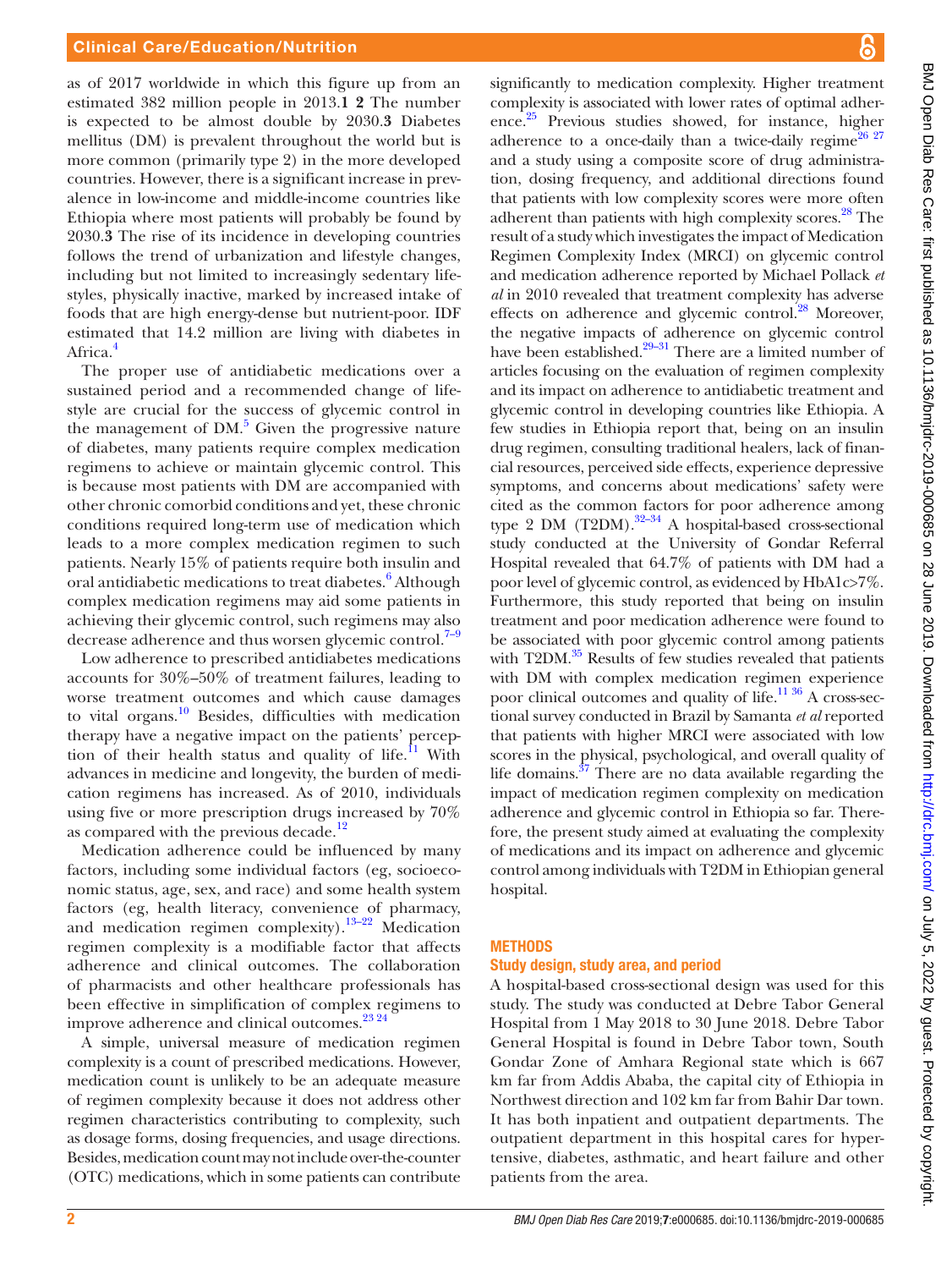as of 2017 worldwide in which this figure up from an estimated 382 million people in 2013.[1 2] The number is expected to be almost double by 2030.[3] Diabetes mellitus (DM) is prevalent throughout the world but is more common (primarily type 2) in the more developed countries. However, there is a significant increase in prevalence in low-income and middle-income countries like Ethiopia where most patients will probably be found by 2030.[3] The rise of its incidence in developing countries follows the trend of urbanization and lifestyle changes, including but not limited to increasingly sedentary lifestyles, physically inactive, marked by increased intake of foods that are high energy-dense but nutrient-poor. IDF estimated that 14.2 million are living with diabetes in Africa.[4]

The proper use of antidiabetic medications over a sustained period and a recommended change of lifestyle are crucial for the success of glycemic control in the management of DM.[5] Given the progressive nature of diabetes, many patients require complex medication regimens to achieve or maintain glycemic control. This is because most patients with DM are accompanied with other chronic comorbid conditions and yet, these chronic conditions required long-term use of medication which leads to a more complex medication regimen to such patients. Nearly 15% of patients require both insulin and oral antidiabetic medications to treat diabetes.[6] Although complex medication regimens may aid some patients in achieving their glycemic control, such regimens may also decrease adherence and thus worsen glycemic control.[7–9]

Low adherence to prescribed antidiabetes medications accounts for 30%–50% of treatment failures, leading to worse treatment outcomes and which cause damages to vital organs.[10] Besides, difficulties with medication therapy have a negative impact on the patients' perception of their health status and quality of life.[11] With advances in medicine and longevity, the burden of medication regimens has increased. As of 2010, individuals using five or more prescription drugs increased by 70% as compared with the previous decade.[12]

Medication adherence could be influenced by many factors, including some individual factors (eg, socioeconomic status, age, sex, and race) and some health system factors (eg, health literacy, convenience of pharmacy, and medication regimen complexity).[13–22] Medication regimen complexity is a modifiable factor that affects adherence and clinical outcomes. The collaboration of pharmacists and other healthcare professionals has been effective in simplification of complex regimens to improve adherence and clinical outcomes.[23 24]

A simple, universal measure of medication regimen complexity is a count of prescribed medications. However, medication count is unlikely to be an adequate measure of regimen complexity because it does not address other regimen characteristics contributing to complexity, such as dosage forms, dosing frequencies, and usage directions. Besides, medication count may not include over-the-counter (OTC) medications, which in some patients can contribute significantly to medication complexity. Higher treatment complexity is associated with lower rates of optimal adherence.[25] Previous studies showed, for instance, higher adherence to a once-daily than a twice-daily regime[26 27] and a study using a composite score of drug administration, dosing frequency, and additional directions found that patients with low complexity scores were more often adherent than patients with high complexity scores.[28] The result of a study which investigates the impact of Medication Regimen Complexity Index (MRCI) on glycemic control and medication adherence reported by Michael Pollack *et al* in 2010 revealed that treatment complexity has adverse effects on adherence and glycemic control.[28] Moreover, the negative impacts of adherence on glycemic control have been established.[29–31] There are a limited number of articles focusing on the evaluation of regimen complexity and its impact on adherence to antidiabetic treatment and glycemic control in developing countries like Ethiopia. A few studies in Ethiopia report that, being on an insulin drug regimen, consulting traditional healers, lack of financial resources, perceived side effects, experience depressive symptoms, and concerns about medications' safety were cited as the common factors for poor adherence among type 2 DM (T2DM).[32–34] A hospital-based cross-sectional study conducted at the University of Gondar Referral Hospital revealed that 64.7% of patients with DM had a poor level of glycemic control, as evidenced by HbA1c>7%. Furthermore, this study reported that being on insulin treatment and poor medication adherence were found to be associated with poor glycemic control among patients with T2DM.[35] Results of few studies revealed that patients with DM with complex medication regimen experience poor clinical outcomes and quality of life.[11 36] A cross-sectional survey conducted in Brazil by Samanta *et al* reported that patients with higher MRCI were associated with low scores in the physical, psychological, and overall quality of life domains.[37] There are no data available regarding the impact of medication regimen complexity on medication adherence and glycemic control in Ethiopia so far. Therefore, the present study aimed at evaluating the complexity of medications and its impact on adherence and glycemic control among individuals with T2DM in Ethiopian general hospital.

## METHODS

### Study design, study area, and period

A hospital-based cross-sectional design was used for this study. The study was conducted at Debre Tabor General Hospital from 1 May 2018 to 30 June 2018. Debre Tabor General Hospital is found in Debre Tabor town, South Gondar Zone of Amhara Regional state which is 667 km far from Addis Ababa, the capital city of Ethiopia in Northwest direction and 102 km far from Bahir Dar town. It has both inpatient and outpatient departments. The outpatient department in this hospital cares for hypertensive, diabetes, asthmatic, and heart failure and other patients from the area.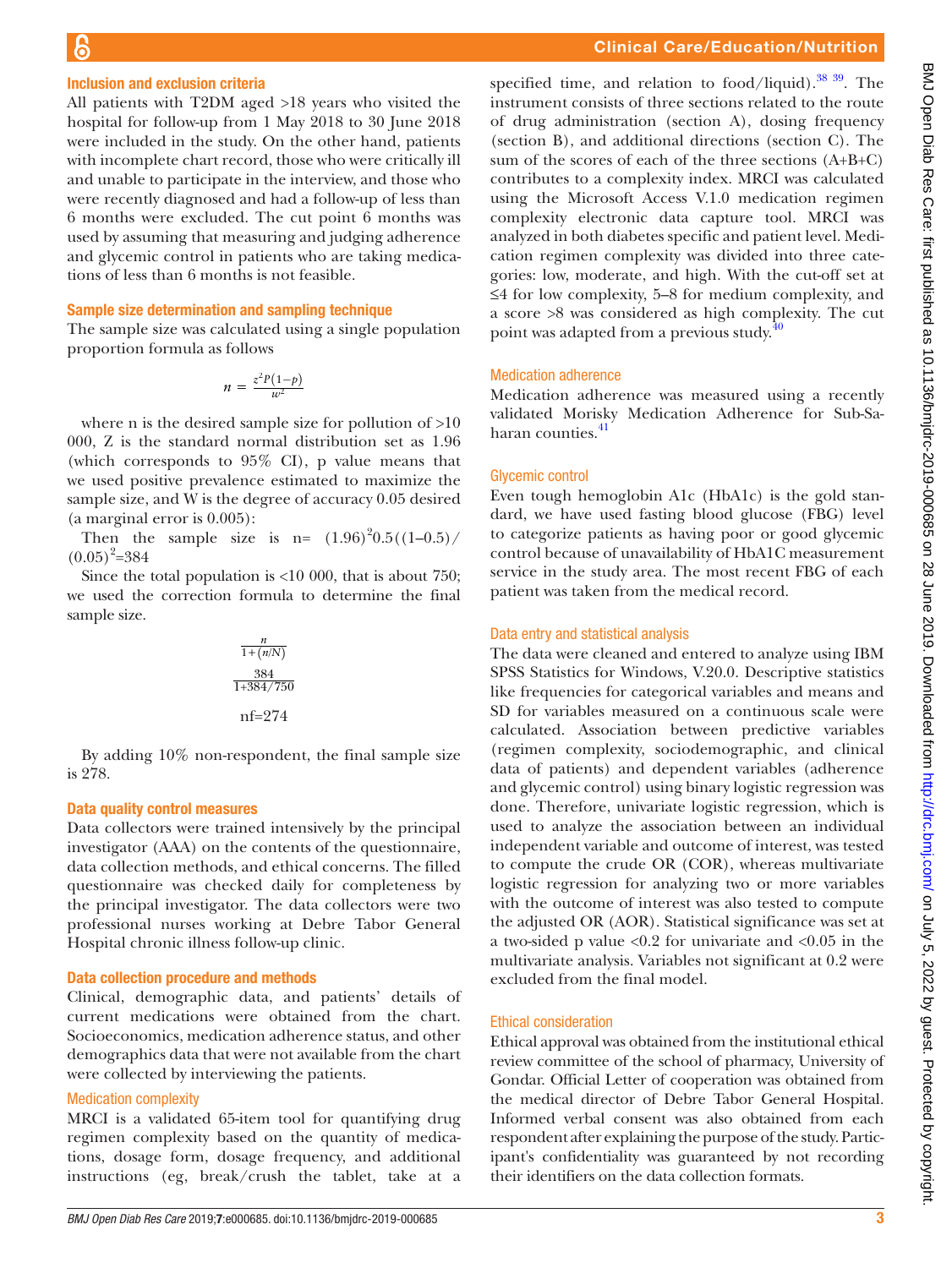### Inclusion and exclusion criteria

All patients with T2DM aged >18 years who visited the hospital for follow-up from 1 May 2018 to 30 June 2018 were included in the study. On the other hand, patients with incomplete chart record, those who were critically ill and unable to participate in the interview, and those who were recently diagnosed and had a follow-up of less than 6 months were excluded. The cut point 6 months was used by assuming that measuring and judging adherence and glycemic control in patients who are taking medications of less than 6 months is not feasible.

### Sample size determination and sampling technique

The sample size was calculated using a single population proportion formula as follows

$$n = \frac{z^2P(1-p)}{w^2}$$

where n is the desired sample size for pollution of >10 000, Z is the standard normal distribution set as 1.96 (which corresponds to 95% CI), p value means that we used positive prevalence estimated to maximize the sample size, and W is the degree of accuracy 0.05 desired (a marginal error is 0.005):

Then the sample size is n= $(1.96)^2 0.5((1–0.5)/(0.05)^2$=384

Since the total population is <10 000, that is about 750; we used the correction formula to determine the final sample size.

$$\frac{n}{1+(n/N)}$$

$$\frac{384}{1+384/750}$$

nf=274

By adding 10% non-respondent, the final sample size is 278.

### Data quality control measures

Data collectors were trained intensively by the principal investigator (AAA) on the contents of the questionnaire, data collection methods, and ethical concerns. The filled questionnaire was checked daily for completeness by the principal investigator. The data collectors were two professional nurses working at Debre Tabor General Hospital chronic illness follow-up clinic.

### Data collection procedure and methods

Clinical, demographic data, and patients' details of current medications were obtained from the chart. Socioeconomics, medication adherence status, and other demographics data that were not available from the chart were collected by interviewing the patients.

#### Medication complexity

MRCI is a validated 65-item tool for quantifying drug regimen complexity based on the quantity of medications, dosage form, dosage frequency, and additional instructions (eg, break/crush the tablet, take at a specified time, and relation to food/liquid).[38 39]. The instrument consists of three sections related to the route of drug administration (section A), dosing frequency (section B), and additional directions (section C). The sum of the scores of each of the three sections (A+B+C) contributes to a complexity index. MRCI was calculated using the Microsoft Access V.1.0 medication regimen complexity electronic data capture tool. MRCI was analyzed in both diabetes specific and patient level. Medication regimen complexity was divided into three categories: low, moderate, and high. With the cut-off set at ≤4 for low complexity, 5–8 for medium complexity, and a score >8 was considered as high complexity. The cut point was adapted from a previous study.[40]

#### Medication adherence

Medication adherence was measured using a recently validated Morisky Medication Adherence for Sub-Saharan counties.[41]

#### Glycemic control

Even tough hemoglobin A1c (HbA1c) is the gold standard, we have used fasting blood glucose (FBG) level to categorize patients as having poor or good glycemic control because of unavailability of HbA1C measurement service in the study area. The most recent FBG of each patient was taken from the medical record.

#### Data entry and statistical analysis

The data were cleaned and entered to analyze using IBM SPSS Statistics for Windows, V.20.0. Descriptive statistics like frequencies for categorical variables and means and SD for variables measured on a continuous scale were calculated. Association between predictive variables (regimen complexity, sociodemographic, and clinical data of patients) and dependent variables (adherence and glycemic control) using binary logistic regression was done. Therefore, univariate logistic regression, which is used to analyze the association between an individual independent variable and outcome of interest, was tested to compute the crude OR (COR), whereas multivariate logistic regression for analyzing two or more variables with the outcome of interest was also tested to compute the adjusted OR (AOR). Statistical significance was set at a two-sided p value <0.2 for univariate and <0.05 in the multivariate analysis. Variables not significant at 0.2 were excluded from the final model.

#### Ethical consideration

Ethical approval was obtained from the institutional ethical review committee of the school of pharmacy, University of Gondar. Official Letter of cooperation was obtained from the medical director of Debre Tabor General Hospital. Informed verbal consent was also obtained from each respondent after explaining the purpose of the study. Participant's confidentiality was guaranteed by not recording their identifiers on the data collection formats.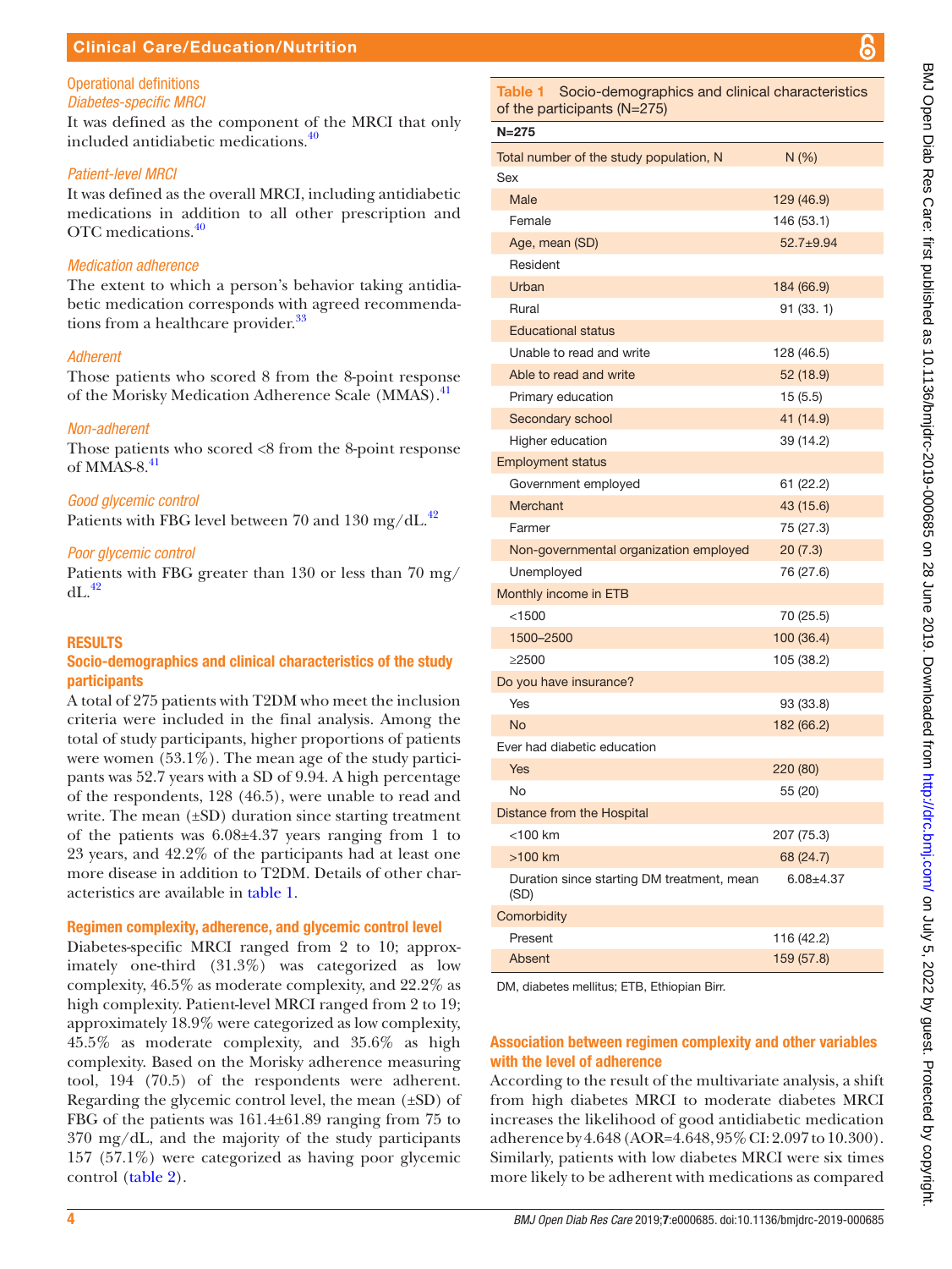## Operational definitions

### *Diabetes-specific MRCI*

It was defined as the component of the MRCI that only included antidiabetic medications.[40]

### *Patient-level MRCI*

It was defined as the overall MRCI, including antidiabetic medications in addition to all other prescription and OTC medications.[40]

### *Medication adherence*

The extent to which a person's behavior taking antidiabetic medication corresponds with agreed recommendations from a healthcare provider.[33]

### *Adherent*

Those patients who scored 8 from the 8-point response of the Morisky Medication Adherence Scale (MMAS).[41]

### *Non-adherent*

Those patients who scored <8 from the 8-point response of MMAS-8.[41]

### *Good glycemic control*

Patients with FBG level between 70 and 130 mg/dL.[42]

### *Poor glycemic control*

Patients with FBG greater than 130 or less than 70 mg/dL.[42]

## RESULTS

### Socio-demographics and clinical characteristics of the study participants

A total of 275 patients with T2DM who meet the inclusion criteria were included in the final analysis. Among the total of study participants, higher proportions of patients were women (53.1%). The mean age of the study participants was 52.7 years with a SD of 9.94. A high percentage of the respondents, 128 (46.5), were unable to read and write. The mean (±SD) duration since starting treatment of the patients was 6.08±4.37 years ranging from 1 to 23 years, and 42.2% of the participants had at least one more disease in addition to T2DM. Details of other characteristics are available in table 1.

**Table 1** Socio-demographics and clinical characteristics of the participants (N=275)

| N=275 | |
|---|---|
| Total number of the study population, N | N (%) |
| Sex | |
| Male | 129 (46.9) |
| Female | 146 (53.1) |
| Age, mean (SD) | 52.7±9.94 |
| Resident | |
| Urban | 184 (66.9) |
| Rural | 91 (33. 1) |
| Educational status | |
| Unable to read and write | 128 (46.5) |
| Able to read and write | 52 (18.9) |
| Primary education | 15 (5.5) |
| Secondary school | 41 (14.9) |
| Higher education | 39 (14.2) |
| Employment status | |
| Government employed | 61 (22.2) |
| Merchant | 43 (15.6) |
| Farmer | 75 (27.3) |
| Non-governmental organization employed | 20 (7.3) |
| Unemployed | 76 (27.6) |
| Monthly income in ETB | |
| <1500 | 70 (25.5) |
| 1500–2500 | 100 (36.4) |
| ≥2500 | 105 (38.2) |
| Do you have insurance? | |
| Yes | 93 (33.8) |
| No | 182 (66.2) |
| Ever had diabetic education | |
| Yes | 220 (80) |
| No | 55 (20) |
| Distance from the Hospital | |
| <100 km | 207 (75.3) |
| >100 km | 68 (24.7) |
| Duration since starting DM treatment, mean (SD) | 6.08±4.37 |
| Comorbidity | |
| Present | 116 (42.2) |
| Absent | 159 (57.8) |

DM, diabetes mellitus; ETB, Ethiopian Birr.

### Regimen complexity, adherence, and glycemic control level

Diabetes-specific MRCI ranged from 2 to 10; approximately one-third (31.3%) was categorized as low complexity, 46.5% as moderate complexity, and 22.2% as high complexity. Patient-level MRCI ranged from 2 to 19; approximately 18.9% were categorized as low complexity, 45.5% as moderate complexity, and 35.6% as high complexity. Based on the Morisky adherence measuring tool, 194 (70.5) of the respondents were adherent. Regarding the glycemic control level, the mean (±SD) of FBG of the patients was 161.4±61.89 ranging from 75 to 370 mg/dL, and the majority of the study participants 157 (57.1%) were categorized as having poor glycemic control (table 2).

### Association between regimen complexity and other variables with the level of adherence

According to the result of the multivariate analysis, a shift from high diabetes MRCI to moderate diabetes MRCI increases the likelihood of good antidiabetic medication adherence by 4.648 (AOR=4.648, 95% CI: 2.097 to 10.300). Similarly, patients with low diabetes MRCI were six times more likely to be adherent with medications as compared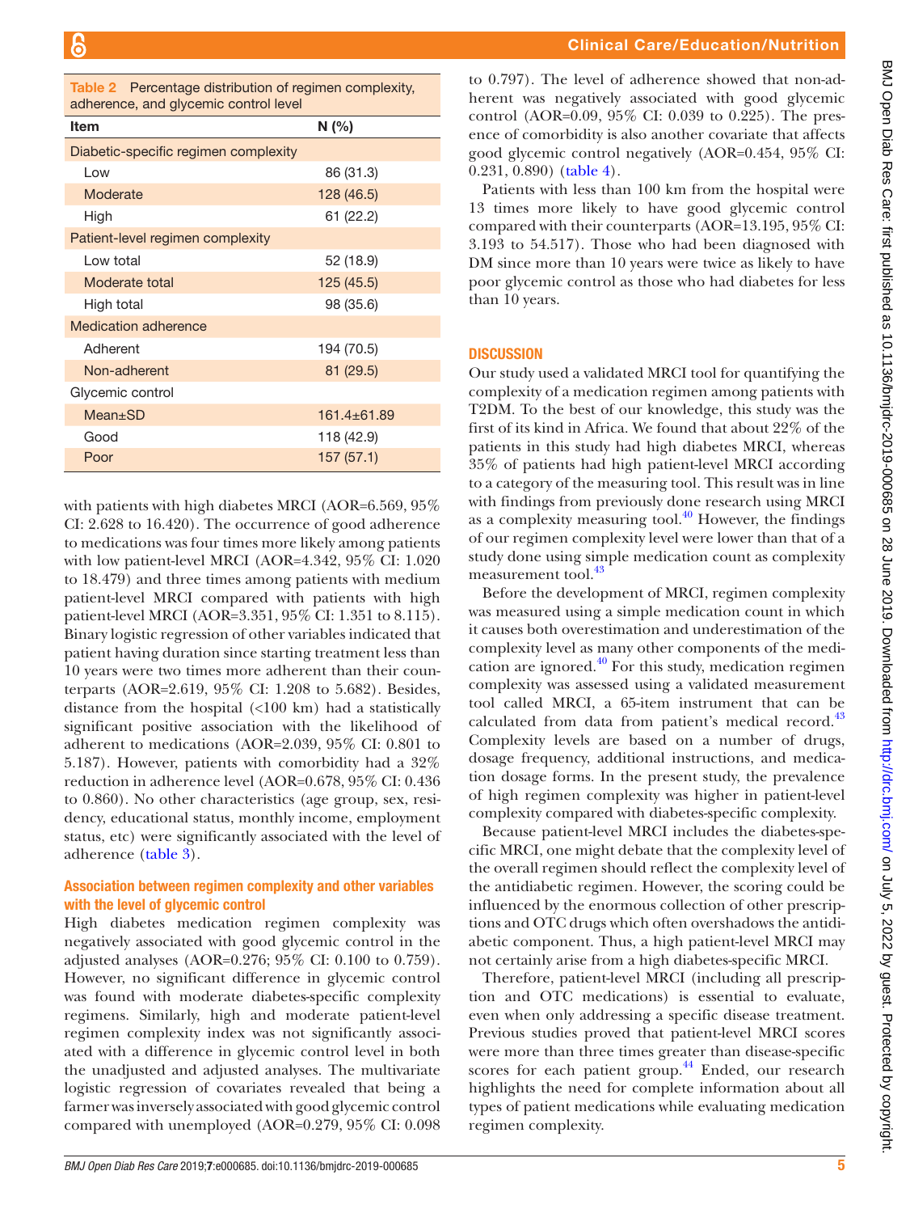Table 2 Percentage distribution of regimen complexity, adherence, and glycemic control level

| Item | N (%) |
|---|---|
| Diabetic-specific regimen complexity | |
| Low | 86 (31.3) |
| Moderate | 128 (46.5) |
| High | 61 (22.2) |
| Patient-level regimen complexity | |
| Low total | 52 (18.9) |
| Moderate total | 125 (45.5) |
| High total | 98 (35.6) |
| Medication adherence | |
| Adherent | 194 (70.5) |
| Non-adherent | 81 (29.5) |
| Glycemic control | |
| Mean±SD | 161.4±61.89 |
| Good | 118 (42.9) |
| Poor | 157 (57.1) |

with patients with high diabetes MRCI (AOR=6.569, 95% CI: 2.628 to 16.420). The occurrence of good adherence to medications was four times more likely among patients with low patient-level MRCI (AOR=4.342, 95% CI: 1.020 to 18.479) and three times among patients with medium patient-level MRCI compared with patients with high patient-level MRCI (AOR=3.351, 95% CI: 1.351 to 8.115). Binary logistic regression of other variables indicated that patient having duration since starting treatment less than 10 years were two times more adherent than their counterparts (AOR=2.619, 95% CI: 1.208 to 5.682). Besides, distance from the hospital (<100 km) had a statistically significant positive association with the likelihood of adherent to medications (AOR=2.039, 95% CI: 0.801 to 5.187). However, patients with comorbidity had a 32% reduction in adherence level (AOR=0.678, 95% CI: 0.436 to 0.860). No other characteristics (age group, sex, residency, educational status, monthly income, employment status, etc) were significantly associated with the level of adherence (table 3).

### Association between regimen complexity and other variables with the level of glycemic control

High diabetes medication regimen complexity was negatively associated with good glycemic control in the adjusted analyses (AOR=0.276; 95% CI: 0.100 to 0.759). However, no significant difference in glycemic control was found with moderate diabetes-specific complexity regimens. Similarly, high and moderate patient-level regimen complexity index was not significantly associated with a difference in glycemic control level in both the unadjusted and adjusted analyses. The multivariate logistic regression of covariates revealed that being a farmer was inversely associated with good glycemic control compared with unemployed (AOR=0.279, 95% CI: 0.098 to 0.797). The level of adherence showed that non-adherent was negatively associated with good glycemic control (AOR=0.09, 95% CI: 0.039 to 0.225). The presence of comorbidity is also another covariate that affects good glycemic control negatively (AOR=0.454, 95% CI: 0.231, 0.890) (table 4).

Patients with less than 100 km from the hospital were 13 times more likely to have good glycemic control compared with their counterparts (AOR=13.195, 95% CI: 3.193 to 54.517). Those who had been diagnosed with DM since more than 10 years were twice as likely to have poor glycemic control as those who had diabetes for less than 10 years.

## DISCUSSION

Our study used a validated MRCI tool for quantifying the complexity of a medication regimen among patients with T2DM. To the best of our knowledge, this study was the first of its kind in Africa. We found that about 22% of the patients in this study had high diabetes MRCI, whereas 35% of patients had high patient-level MRCI according to a category of the measuring tool. This result was in line with findings from previously done research using MRCI as a complexity measuring tool.[40] However, the findings of our regimen complexity level were lower than that of a study done using simple medication count as complexity measurement tool.[43]

Before the development of MRCI, regimen complexity was measured using a simple medication count in which it causes both overestimation and underestimation of the complexity level as many other components of the medication are ignored.[40] For this study, medication regimen complexity was assessed using a validated measurement tool called MRCI, a 65-item instrument that can be calculated from data from patient's medical record.[43] Complexity levels are based on a number of drugs, dosage frequency, additional instructions, and medication dosage forms. In the present study, the prevalence of high regimen complexity was higher in patient-level complexity compared with diabetes-specific complexity.

Because patient-level MRCI includes the diabetes-specific MRCI, one might debate that the complexity level of the overall regimen should reflect the complexity level of the antidiabetic regimen. However, the scoring could be influenced by the enormous collection of other prescriptions and OTC drugs which often overshadows the antidiabetic component. Thus, a high patient-level MRCI may not certainly arise from a high diabetes-specific MRCI.

Therefore, patient-level MRCI (including all prescription and OTC medications) is essential to evaluate, even when only addressing a specific disease treatment. Previous studies proved that patient-level MRCI scores were more than three times greater than disease-specific scores for each patient group.[44] Ended, our research highlights the need for complete information about all types of patient medications while evaluating medication regimen complexity.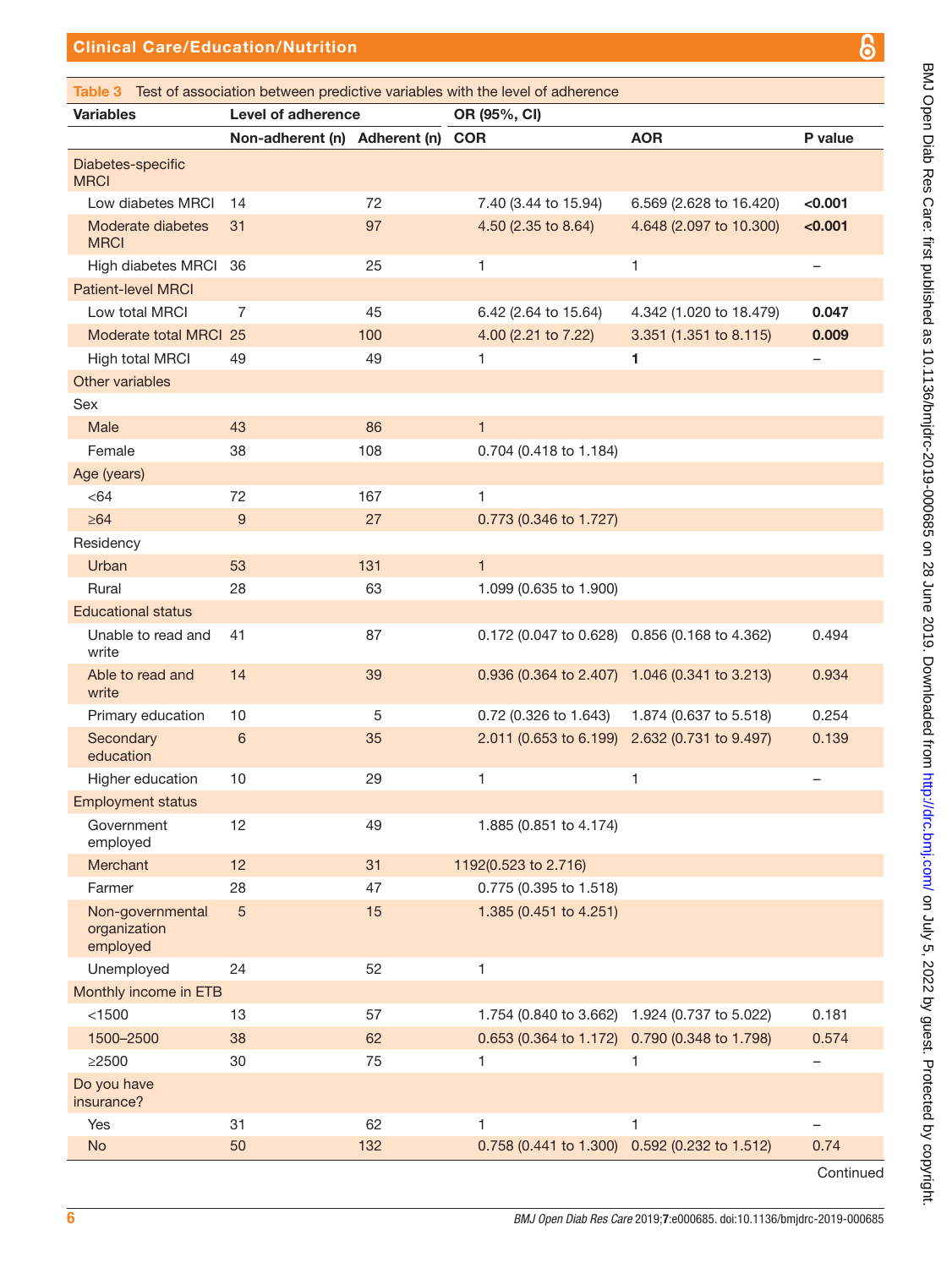**Table 3** Test of association between predictive variables with the level of adherence

| Variables | Level of adherence | | OR (95%, CI) | | |
|---|---|---|---|---|---|
| | Non-adherent (n) | Adherent (n) | COR | AOR | P value |
| Diabetes-specific MRCI | | | | | |
| Low diabetes MRCI | 14 | 72 | 7.40 (3.44 to 15.94) | 6.569 (2.628 to 16.420) | **<0.001** |
| Moderate diabetes MRCI | 31 | 97 | 4.50 (2.35 to 8.64) | 4.648 (2.097 to 10.300) | **<0.001** |
| High diabetes MRCI | 36 | 25 | 1 | 1 | – |
| Patient-level MRCI | | | | | |
| Low total MRCI | 7 | 45 | 6.42 (2.64 to 15.64) | 4.342 (1.020 to 18.479) | **0.047** |
| Moderate total MRCI | 25 | 100 | 4.00 (2.21 to 7.22) | 3.351 (1.351 to 8.115) | **0.009** |
| High total MRCI | 49 | 49 | 1 | **1** | – |
| Other variables | | | | | |
| Sex | | | | | |
| Male | 43 | 86 | 1 | | |
| Female | 38 | 108 | 0.704 (0.418 to 1.184) | | |
| Age (years) | | | | | |
| <64 | 72 | 167 | 1 | | |
| ≥64 | 9 | 27 | 0.773 (0.346 to 1.727) | | |
| Residency | | | | | |
| Urban | 53 | 131 | 1 | | |
| Rural | 28 | 63 | 1.099 (0.635 to 1.900) | | |
| Educational status | | | | | |
| Unable to read and write | 41 | 87 | 0.172 (0.047 to 0.628) | 0.856 (0.168 to 4.362) | 0.494 |
| Able to read and write | 14 | 39 | 0.936 (0.364 to 2.407) | 1.046 (0.341 to 3.213) | 0.934 |
| Primary education | 10 | 5 | 0.72 (0.326 to 1.643) | 1.874 (0.637 to 5.518) | 0.254 |
| Secondary education | 6 | 35 | 2.011 (0.653 to 6.199) | 2.632 (0.731 to 9.497) | 0.139 |
| Higher education | 10 | 29 | 1 | 1 | – |
| Employment status | | | | | |
| Government employed | 12 | 49 | 1.885 (0.851 to 4.174) | | |
| Merchant | 12 | 31 | 1192(0.523 to 2.716) | | |
| Farmer | 28 | 47 | 0.775 (0.395 to 1.518) | | |
| Non-governmental organization employed | 5 | 15 | 1.385 (0.451 to 4.251) | | |
| Unemployed | 24 | 52 | 1 | | |
| Monthly income in ETB | | | | | |
| <1500 | 13 | 57 | 1.754 (0.840 to 3.662) | 1.924 (0.737 to 5.022) | 0.181 |
| 1500–2500 | 38 | 62 | 0.653 (0.364 to 1.172) | 0.790 (0.348 to 1.798) | 0.574 |
| ≥2500 | 30 | 75 | 1 | 1 | – |
| Do you have insurance? | | | | | |
| Yes | 31 | 62 | 1 | 1 | – |
| No | 50 | 132 | 0.758 (0.441 to 1.300) | 0.592 (0.232 to 1.512) | 0.74 |

Continued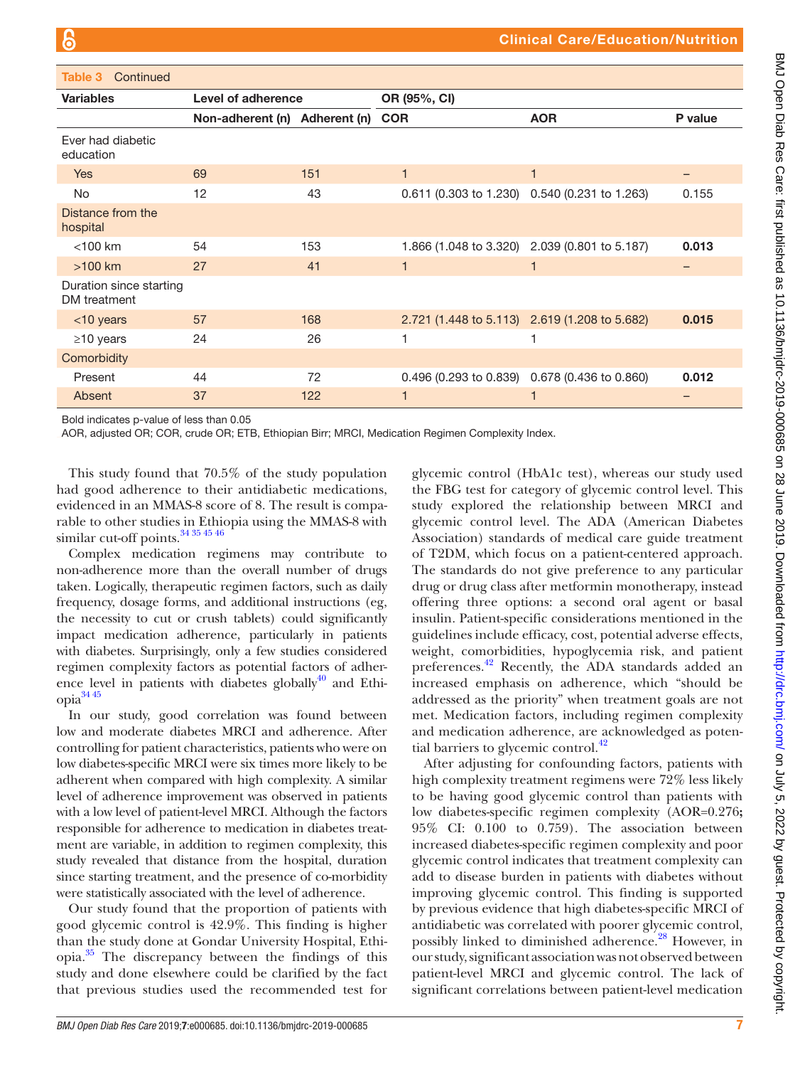**Table 3** Continued

| Variables | Level of adherence | | OR (95%, CI) | | |
|---|---|---|---|---|---|
| | Non-adherent (n) | Adherent (n) | COR | AOR | P value |
| Ever had diabetic education | | | | | |
| Yes | 69 | 151 | 1 | 1 | – |
| No | 12 | 43 | 0.611 (0.303 to 1.230) | 0.540 (0.231 to 1.263) | 0.155 |
| Distance from the hospital | | | | | |
| <100 km | 54 | 153 | 1.866 (1.048 to 3.320) | 2.039 (0.801 to 5.187) | **0.013** |
| >100 km | 27 | 41 | 1 | 1 | – |
| Duration since starting DM treatment | | | | | |
| <10 years | 57 | 168 | 2.721 (1.448 to 5.113) | 2.619 (1.208 to 5.682) | **0.015** |
| ≥10 years | 24 | 26 | 1 | 1 | |
| Comorbidity | | | | | |
| Present | 44 | 72 | 0.496 (0.293 to 0.839) | 0.678 (0.436 to 0.860) | **0.012** |
| Absent | 37 | 122 | 1 | 1 | – |

Bold indicates p-value of less than 0.05

AOR, adjusted OR; COR, crude OR; ETB, Ethiopian Birr; MRCI, Medication Regimen Complexity Index.

This study found that 70.5% of the study population had good adherence to their antidiabetic medications, evidenced in an MMAS-8 score of 8. The result is comparable to other studies in Ethiopia using the MMAS-8 with similar cut-off points.[34 35 45 46]

Complex medication regimens may contribute to non-adherence more than the overall number of drugs taken. Logically, therapeutic regimen factors, such as daily frequency, dosage forms, and additional instructions (eg, the necessity to cut or crush tablets) could significantly impact medication adherence, particularly in patients with diabetes. Surprisingly, only a few studies considered regimen complexity factors as potential factors of adherence level in patients with diabetes globally[40] and Ethiopia[34 45]

In our study, good correlation was found between low and moderate diabetes MRCI and adherence. After controlling for patient characteristics, patients who were on low diabetes-specific MRCI were six times more likely to be adherent when compared with high complexity. A similar level of adherence improvement was observed in patients with a low level of patient-level MRCI. Although the factors responsible for adherence to medication in diabetes treatment are variable, in addition to regimen complexity, this study revealed that distance from the hospital, duration since starting treatment, and the presence of co-morbidity were statistically associated with the level of adherence.

Our study found that the proportion of patients with good glycemic control is 42.9%. This finding is higher than the study done at Gondar University Hospital, Ethiopia.[35] The discrepancy between the findings of this study and done elsewhere could be clarified by the fact that previous studies used the recommended test for glycemic control (HbA1c test), whereas our study used the FBG test for category of glycemic control level. This study explored the relationship between MRCI and glycemic control level. The ADA (American Diabetes Association) standards of medical care guide treatment of T2DM, which focus on a patient-centered approach. The standards do not give preference to any particular drug or drug class after metformin monotherapy, instead offering three options: a second oral agent or basal insulin. Patient-specific considerations mentioned in the guidelines include efficacy, cost, potential adverse effects, weight, comorbidities, hypoglycemia risk, and patient preferences.[42] Recently, the ADA standards added an increased emphasis on adherence, which "should be addressed as the priority" when treatment goals are not met. Medication factors, including regimen complexity and medication adherence, are acknowledged as potential barriers to glycemic control.[42]

After adjusting for confounding factors, patients with high complexity treatment regimens were 72% less likely to be having good glycemic control than patients with low diabetes-specific regimen complexity (AOR=0.276; 95% CI: 0.100 to 0.759). The association between increased diabetes-specific regimen complexity and poor glycemic control indicates that treatment complexity can add to disease burden in patients with diabetes without improving glycemic control. This finding is supported by previous evidence that high diabetes-specific MRCI of antidiabetic was correlated with poorer glycemic control, possibly linked to diminished adherence.[28] However, in our study, significant association was not observed between patient-level MRCI and glycemic control. The lack of significant correlations between patient-level medication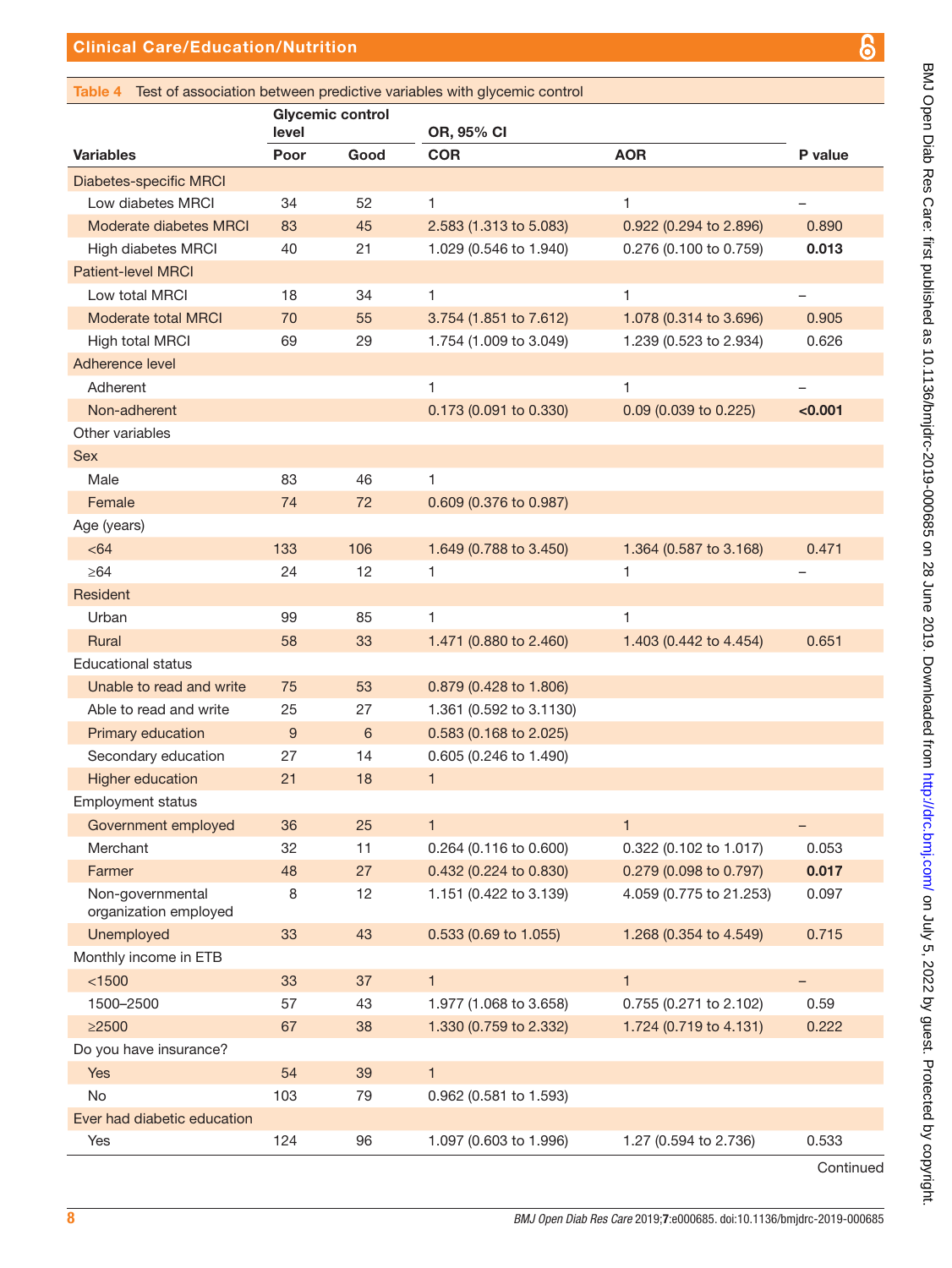**Table 4** Test of association between predictive variables with glycemic control

| Variables | Glycemic control level | | OR, 95% CI | | P value |
|---|---|---|---|---|---|
| | Poor | Good | COR | AOR | |
| Diabetes-specific MRCI | | | | | |
| Low diabetes MRCI | 34 | 52 | 1 | 1 | – |
| Moderate diabetes MRCI | 83 | 45 | 2.583 (1.313 to 5.083) | 0.922 (0.294 to 2.896) | 0.890 |
| High diabetes MRCI | 40 | 21 | 1.029 (0.546 to 1.940) | 0.276 (0.100 to 0.759) | **0.013** |
| Patient-level MRCI | | | | | |
| Low total MRCI | 18 | 34 | 1 | 1 | – |
| Moderate total MRCI | 70 | 55 | 3.754 (1.851 to 7.612) | 1.078 (0.314 to 3.696) | 0.905 |
| High total MRCI | 69 | 29 | 1.754 (1.009 to 3.049) | 1.239 (0.523 to 2.934) | 0.626 |
| Adherence level | | | | | |
| Adherent | | | 1 | 1 | – |
| Non-adherent | | | 0.173 (0.091 to 0.330) | 0.09 (0.039 to 0.225) | **<0.001** |
| Other variables | | | | | |
| Sex | | | | | |
| Male | 83 | 46 | 1 | | |
| Female | 74 | 72 | 0.609 (0.376 to 0.987) | | |
| Age (years) | | | | | |
| <64 | 133 | 106 | 1.649 (0.788 to 3.450) | 1.364 (0.587 to 3.168) | 0.471 |
| ≥64 | 24 | 12 | 1 | 1 | – |
| Resident | | | | | |
| Urban | 99 | 85 | 1 | 1 | |
| Rural | 58 | 33 | 1.471 (0.880 to 2.460) | 1.403 (0.442 to 4.454) | 0.651 |
| Educational status | | | | | |
| Unable to read and write | 75 | 53 | 0.879 (0.428 to 1.806) | | |
| Able to read and write | 25 | 27 | 1.361 (0.592 to 3.1130) | | |
| Primary education | 9 | 6 | 0.583 (0.168 to 2.025) | | |
| Secondary education | 27 | 14 | 0.605 (0.246 to 1.490) | | |
| Higher education | 21 | 18 | 1 | | |
| Employment status | | | | | |
| Government employed | 36 | 25 | 1 | 1 | – |
| Merchant | 32 | 11 | 0.264 (0.116 to 0.600) | 0.322 (0.102 to 1.017) | 0.053 |
| Farmer | 48 | 27 | 0.432 (0.224 to 0.830) | 0.279 (0.098 to 0.797) | **0.017** |
| Non-governmental organization employed | 8 | 12 | 1.151 (0.422 to 3.139) | 4.059 (0.775 to 21.253) | 0.097 |
| Unemployed | 33 | 43 | 0.533 (0.69 to 1.055) | 1.268 (0.354 to 4.549) | 0.715 |
| Monthly income in ETB | | | | | |
| <1500 | 33 | 37 | 1 | 1 | – |
| 1500–2500 | 57 | 43 | 1.977 (1.068 to 3.658) | 0.755 (0.271 to 2.102) | 0.59 |
| ≥2500 | 67 | 38 | 1.330 (0.759 to 2.332) | 1.724 (0.719 to 4.131) | 0.222 |
| Do you have insurance? | | | | | |
| Yes | 54 | 39 | 1 | | |
| No | 103 | 79 | 0.962 (0.581 to 1.593) | | |
| Ever had diabetic education | | | | | |
| Yes | 124 | 96 | 1.097 (0.603 to 1.996) | 1.27 (0.594 to 2.736) | 0.533 |

Continued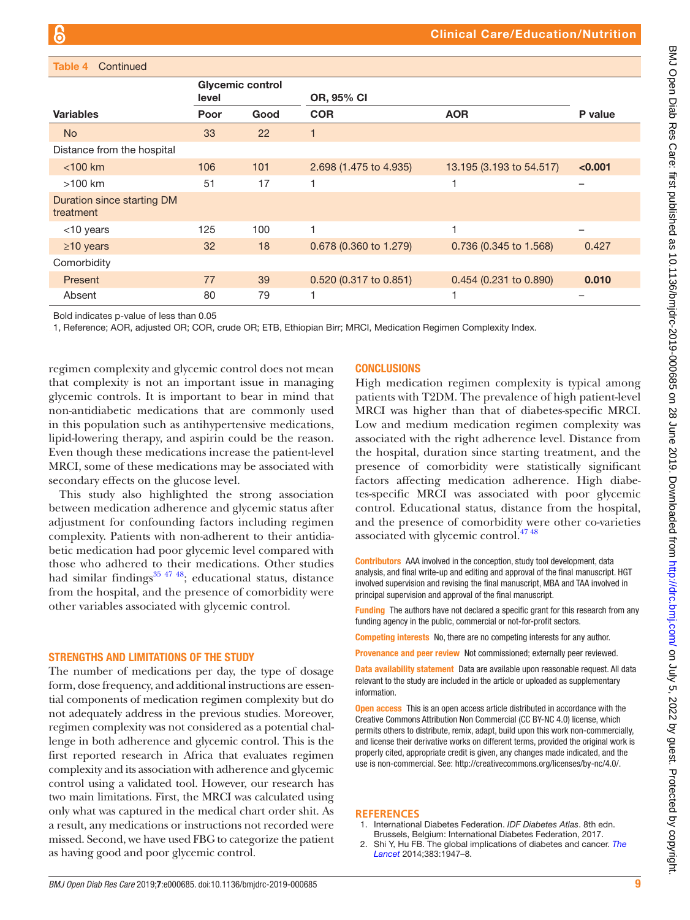**Table 4** Continued

| Variables | Glycemic control level | | OR, 95% CI | | P value |
|---|---|---|---|---|---|
| | Poor | Good | COR | AOR | |
| No | 33 | 22 | 1 | | |
| Distance from the hospital | | | | | |
| <100 km | 106 | 101 | 2.698 (1.475 to 4.935) | 13.195 (3.193 to 54.517) | **<0.001** |
| >100 km | 51 | 17 | 1 | 1 | – |
| Duration since starting DM treatment | | | | | |
| <10 years | 125 | 100 | 1 | 1 | – |
| ≥10 years | 32 | 18 | 0.678 (0.360 to 1.279) | 0.736 (0.345 to 1.568) | 0.427 |
| Comorbidity | | | | | |
| Present | 77 | 39 | 0.520 (0.317 to 0.851) | 0.454 (0.231 to 0.890) | **0.010** |
| Absent | 80 | 79 | 1 | 1 | – |

Bold indicates p-value of less than 0.05

1, Reference; AOR, adjusted OR; COR, crude OR; ETB, Ethiopian Birr; MRCI, Medication Regimen Complexity Index.

regimen complexity and glycemic control does not mean that complexity is not an important issue in managing glycemic controls. It is important to bear in mind that non-antidiabetic medications that are commonly used in this population such as antihypertensive medications, lipid-lowering therapy, and aspirin could be the reason. Even though these medications increase the patient-level MRCI, some of these medications may be associated with secondary effects on the glucose level.

This study also highlighted the strong association between medication adherence and glycemic status after adjustment for confounding factors including regimen complexity. Patients with non-adherent to their antidiabetic medication had poor glycemic level compared with those who adhered to their medications. Other studies had similar findings[35 47 48]; educational status, distance from the hospital, and the presence of comorbidity were other variables associated with glycemic control.

## STRENGTHS AND LIMITATIONS OF THE STUDY

The number of medications per day, the type of dosage form, dose frequency, and additional instructions are essential components of medication regimen complexity but do not adequately address in the previous studies. Moreover, regimen complexity was not considered as a potential challenge in both adherence and glycemic control. This is the first reported research in Africa that evaluates regimen complexity and its association with adherence and glycemic control using a validated tool. However, our research has two main limitations. First, the MRCI was calculated using only what was captured in the medical chart order shit. As a result, any medications or instructions not recorded were missed. Second, we have used FBG to categorize the patient as having good and poor glycemic control.

## CONCLUSIONS

High medication regimen complexity is typical among patients with T2DM. The prevalence of high patient-level MRCI was higher than that of diabetes-specific MRCI. Low and medium medication regimen complexity was associated with the right adherence level. Distance from the hospital, duration since starting treatment, and the presence of comorbidity were statistically significant factors affecting medication adherence. High diabetes-specific MRCI was associated with poor glycemic control. Educational status, distance from the hospital, and the presence of comorbidity were other co-varieties associated with glycemic control.[47 48]

**Contributors** AAA involved in the conception, study tool development, data analysis, and final write-up and editing and approval of the final manuscript. HGT involved supervision and revising the final manuscript, MBA and TAA involved in principal supervision and approval of the final manuscript.

**Funding** The authors have not declared a specific grant for this research from any funding agency in the public, commercial or not-for-profit sectors.

**Competing interests** No, there are no competing interests for any author.

**Provenance and peer review** Not commissioned; externally peer reviewed.

**Data availability statement** Data are available upon reasonable request. All data relevant to the study are included in the article or uploaded as supplementary information.

**Open access** This is an open access article distributed in accordance with the Creative Commons Attribution Non Commercial (CC BY-NC 4.0) license, which permits others to distribute, remix, adapt, build upon this work non-commercially, and license their derivative works on different terms, provided the original work is properly cited, appropriate credit is given, any changes made indicated, and the use is non-commercial. See: http://creativecommons.org/licenses/by-nc/4.0/.

## REFERENCES

1. International Diabetes Federation. *IDF Diabetes Atlas*. 8th edn. Brussels, Belgium: International Diabetes Federation, 2017.
2. Shi Y, Hu FB. The global implications of diabetes and cancer. *The Lancet* 2014;383:1947–8.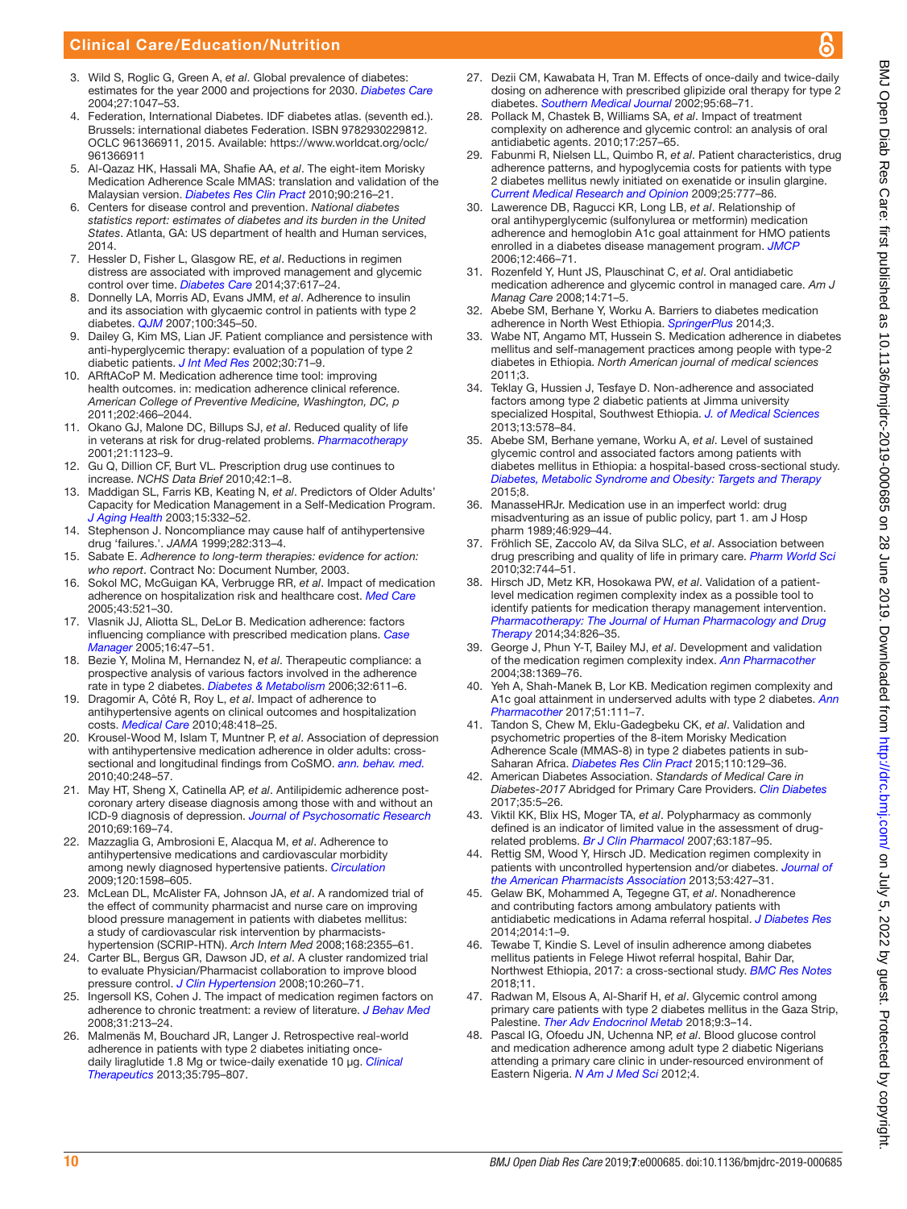3. Wild S, Roglic G, Green A, *et al*. Global prevalence of diabetes: estimates for the year 2000 and projections for 2030. *Diabetes Care* 2004;27:1047–53.
4. Federation, International Diabetes. IDF diabetes atlas. (seventh ed.). Brussels: international diabetes Federation. ISBN 9782930229812. OCLC 961366911, 2015. Available: https://www.worldcat.org/oclc/961366911
5. Al-Qazaz HK, Hassali MA, Shafie AA, *et al*. The eight-item Morisky Medication Adherence Scale MMAS: translation and validation of the Malaysian version. *Diabetes Res Clin Pract* 2010;90:216–21.
6. Centers for disease control and prevention. *National diabetes statistics report: estimates of diabetes and its burden in the United States*. Atlanta, GA: US department of health and Human services, 2014.
7. Hessler D, Fisher L, Glasgow RE, *et al*. Reductions in regimen distress are associated with improved management and glycemic control over time. *Diabetes Care* 2014;37:617–24.
8. Donnelly LA, Morris AD, Evans JMM, *et al*. Adherence to insulin and its association with glycaemic control in patients with type 2 diabetes. *QJM* 2007;100:345–50.
9. Dailey G, Kim MS, Lian JF. Patient compliance and persistence with anti-hyperglycemic therapy: evaluation of a population of type 2 diabetic patients. *J Int Med Res* 2002;30:71–9.
10. ARftACoP M. Medication adherence time tool: improving health outcomes. in: medication adherence clinical reference. *American College of Preventive Medicine, Washington, DC, p* 2011;202:466–2044.
11. Okano GJ, Malone DC, Billups SJ, *et al*. Reduced quality of life in veterans at risk for drug-related problems. *Pharmacotherapy* 2001;21:1123–9.
12. Gu Q, Dillion CF, Burt VL. Prescription drug use continues to increase. *NCHS Data Brief* 2010;42:1–8.
13. Maddigan SL, Farris KB, Keating N, *et al*. Predictors of Older Adults' Capacity for Medication Management in a Self-Medication Program. *J Aging Health* 2003;15:332–52.
14. Stephenson J. Noncompliance may cause half of antihypertensive drug 'failures.'. *JAMA* 1999;282:313–4.
15. Sabate E. *Adherence to long-term therapies: evidence for action: who report*. Contract No: Document Number, 2003.
16. Sokol MC, McGuigan KA, Verbrugge RR, *et al*. Impact of medication adherence on hospitalization risk and healthcare cost. *Med Care* 2005;43:521–30.
17. Vlasnik JJ, Aliotta SL, DeLor B. Medication adherence: factors influencing compliance with prescribed medication plans. *Case Manager* 2005;16:47–51.
18. Bezie Y, Molina M, Hernandez N, *et al*. Therapeutic compliance: a prospective analysis of various factors involved in the adherence rate in type 2 diabetes. *Diabetes & Metabolism* 2006;32:611–6.
19. Dragomir A, Côté R, Roy L, *et al*. Impact of adherence to antihypertensive agents on clinical outcomes and hospitalization costs. *Medical Care* 2010;48:418–25.
20. Krousel-Wood M, Islam T, Muntner P, *et al*. Association of depression with antihypertensive medication adherence in older adults: cross-sectional and longitudinal findings from CoSMO. *ann. behav. med.* 2010;40:248–57.
21. May HT, Sheng X, Catinella AP, *et al*. Antilipidemic adherence post-coronary artery disease diagnosis among those with and without an ICD-9 diagnosis of depression. *Journal of Psychosomatic Research* 2010;69:169–74.
22. Mazzaglia G, Ambrosioni E, Alacqua M, *et al*. Adherence to antihypertensive medications and cardiovascular morbidity among newly diagnosed hypertensive patients. *Circulation* 2009;120:1598–605.
23. McLean DL, McAlister FA, Johnson JA, *et al*. A randomized trial of the effect of community pharmacist and nurse care on improving blood pressure management in patients with diabetes mellitus: a study of cardiovascular risk intervention by pharmacists-hypertension (SCRIP-HTN). *Arch Intern Med* 2008;168:2355–61.
24. Carter BL, Bergus GR, Dawson JD, *et al*. A cluster randomized trial to evaluate Physician/Pharmacist collaboration to improve blood pressure control. *J Clin Hypertension* 2008;10:260–71.
25. Ingersoll KS, Cohen J. The impact of medication regimen factors on adherence to chronic treatment: a review of literature. *J Behav Med* 2008;31:213–24.
26. Malmenäs M, Bouchard JR, Langer J. Retrospective real-world adherence in patients with type 2 diabetes initiating once-daily liraglutide 1.8 Mg or twice-daily exenatide 10 μg. *Clinical Therapeutics* 2013;35:795–807.
27. Dezii CM, Kawabata H, Tran M. Effects of once-daily and twice-daily dosing on adherence with prescribed glipizide oral therapy for type 2 diabetes. *Southern Medical Journal* 2002;95:68–71.
28. Pollack M, Chastek B, Williams SA, *et al*. Impact of treatment complexity on adherence and glycemic control: an analysis of oral antidiabetic agents. 2010;17:257–65.
29. Fabunmi R, Nielsen LL, Quimbo R, *et al*. Patient characteristics, drug adherence patterns, and hypoglycemia costs for patients with type 2 diabetes mellitus newly initiated on exenatide or insulin glargine. *Current Medical Research and Opinion* 2009;25:777–86.
30. Lawerence DB, Ragucci KR, Long LB, *et al*. Relationship of oral antihyperglycemic (sulfonylurea or metformin) medication adherence and hemoglobin A1c goal attainment for HMO patients enrolled in a diabetes disease management program. *JMCP* 2006;12:466–71.
31. Rozenfeld Y, Hunt JS, Plauschinat C, *et al*. Oral antidiabetic medication adherence and glycemic control in managed care. *Am J Manag Care* 2008;14:71–5.
32. Abebe SM, Berhane Y, Worku A. Barriers to diabetes medication adherence in North West Ethiopia. *SpringerPlus* 2014;3.
33. Wabe NT, Angamo MT, Hussein S. Medication adherence in diabetes mellitus and self-management practices among people with type-2 diabetes in Ethiopia. *North American journal of medical sciences* 2011;3.
34. Teklay G, Hussien J, Tesfaye D. Non-adherence and associated factors among type 2 diabetic patients at Jimma university specialized Hospital, Southwest Ethiopia. *J. of Medical Sciences* 2013;13:578–84.
35. Abebe SM, Berhane yemane, Worku A, *et al*. Level of sustained glycemic control and associated factors among patients with diabetes mellitus in Ethiopia: a hospital-based cross-sectional study. *Diabetes, Metabolic Syndrome and Obesity: Targets and Therapy* 2015;8.
36. ManasseHRJr. Medication use in an imperfect world: drug misadventuring as an issue of public policy, part 1. am J Hosp pharm 1989;46:929–44.
37. Fröhlich SE, Zaccolo AV, da Silva SLC, *et al*. Association between drug prescribing and quality of life in primary care. *Pharm World Sci* 2010;32:744–51.
38. Hirsch JD, Metz KR, Hosokawa PW, *et al*. Validation of a patient-level medication regimen complexity index as a possible tool to identify patients for medication therapy management intervention. *Pharmacotherapy: The Journal of Human Pharmacology and Drug Therapy* 2014;34:826–35.
39. George J, Phun Y-T, Bailey MJ, *et al*. Development and validation of the medication regimen complexity index. *Ann Pharmacother* 2004;38:1369–76.
40. Yeh A, Shah-Manek B, Lor KB. Medication regimen complexity and A1c goal attainment in underserved adults with type 2 diabetes. *Ann Pharmacother* 2017;51:111–7.
41. Tandon S, Chew M, Eklu-Gadegbeku CK, *et al*. Validation and psychometric properties of the 8-item Morisky Medication Adherence Scale (MMAS-8) in type 2 diabetes patients in sub-Saharan Africa. *Diabetes Res Clin Pract* 2015;110:129–36.
42. American Diabetes Association. *Standards of Medical Care in Diabetes-2017* Abridged for Primary Care Providers. *Clin Diabetes* 2017;35:5–26.
43. Viktil KK, Blix HS, Moger TA, *et al*. Polypharmacy as commonly defined is an indicator of limited value in the assessment of drug-related problems. *Br J Clin Pharmacol* 2007;63:187–95.
44. Rettig SM, Wood Y, Hirsch JD. Medication regimen complexity in patients with uncontrolled hypertension and/or diabetes. *Journal of the American Pharmacists Association* 2013;53:427–31.
45. Gelaw BK, Mohammed A, Tegegne GT, *et al*. Nonadherence and contributing factors among ambulatory patients with antidiabetic medications in Adama referral hospital. *J Diabetes Res* 2014;2014:1–9.
46. Tewabe T, Kindie S. Level of insulin adherence among diabetes mellitus patients in Felege Hiwot referral hospital, Bahir Dar, Northwest Ethiopia, 2017: a cross-sectional study. *BMC Res Notes* 2018;11.
47. Radwan M, Elsous A, Al-Sharif H, *et al*. Glycemic control among primary care patients with type 2 diabetes mellitus in the Gaza Strip, Palestine. *Ther Adv Endocrinol Metab* 2018;9:3–14.
48. Pascal IG, Ofoedu JN, Uchenna NP, *et al*. Blood glucose control and medication adherence among adult type 2 diabetic Nigerians attending a primary care clinic in under-resourced environment of Eastern Nigeria. *N Am J Med Sci* 2012;4.